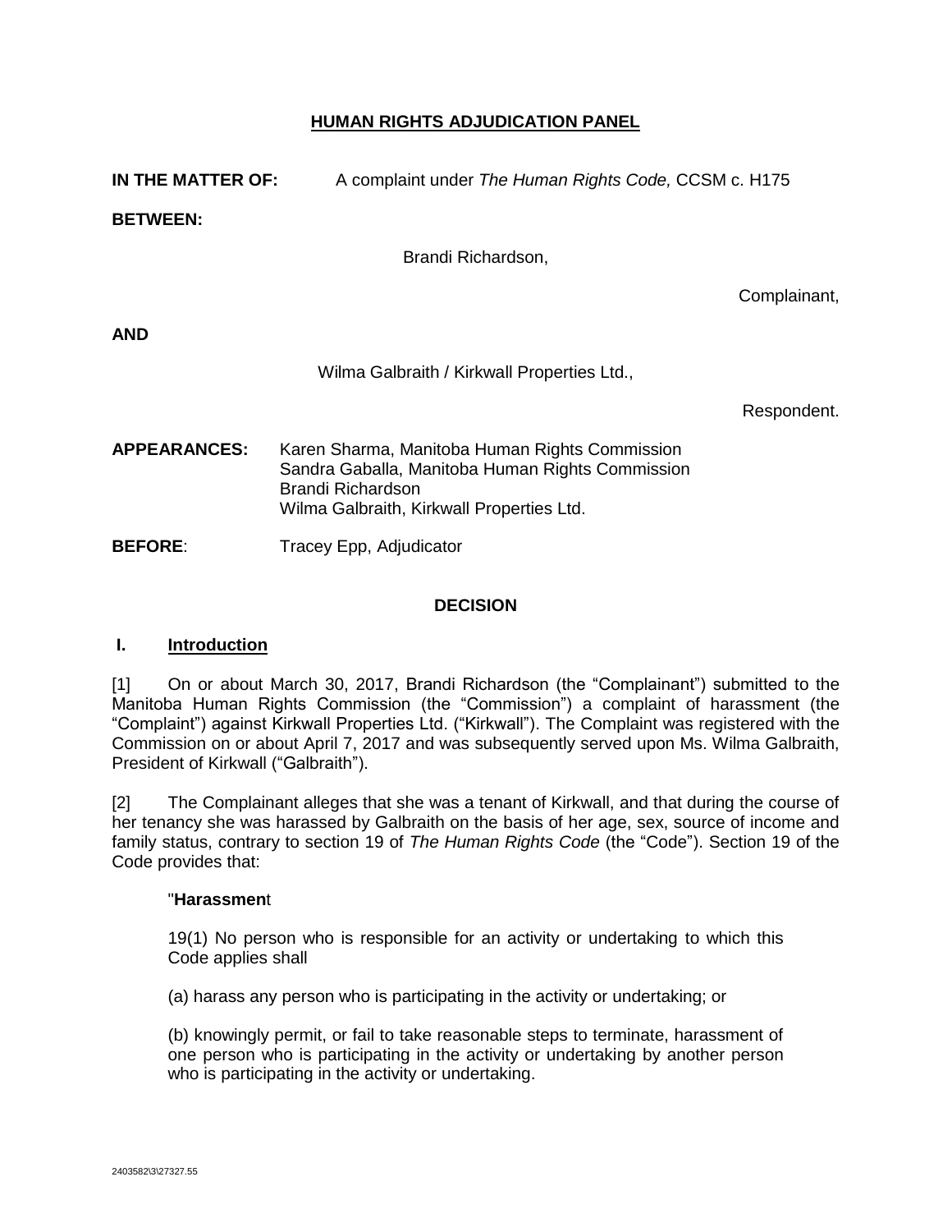**HUMAN RIGHTS ADJUDICATION PANEL**

**IN THE MATTER OF:** A complaint under *The Human Rights Code,* CCSM c. H175

**BETWEEN:**

Brandi Richardson,

Complainant,

**AND**

Wilma Galbraith / Kirkwall Properties Ltd.,

Respondent.

**APPEARANCES:** Karen Sharma, Manitoba Human Rights Commission
Sandra Gaballa, Manitoba Human Rights Commission
Brandi Richardson
Wilma Galbraith, Kirkwall Properties Ltd.

**BEFORE**: Tracey Epp, Adjudicator

**DECISION**

## I. Introduction

[1] On or about March 30, 2017, Brandi Richardson (the "Complainant") submitted to the Manitoba Human Rights Commission (the "Commission") a complaint of harassment (the "Complaint") against Kirkwall Properties Ltd. ("Kirkwall"). The Complaint was registered with the Commission on or about April 7, 2017 and was subsequently served upon Ms. Wilma Galbraith, President of Kirkwall ("Galbraith").

[2] The Complainant alleges that she was a tenant of Kirkwall, and that during the course of her tenancy she was harassed by Galbraith on the basis of her age, sex, source of income and family status, contrary to section 19 of *The Human Rights Code* (the "Code"). Section 19 of the Code provides that:

> "**Harassmen**t
>
> 19(1) No person who is responsible for an activity or undertaking to which this Code applies shall
>
> (a) harass any person who is participating in the activity or undertaking; or
>
> (b) knowingly permit, or fail to take reasonable steps to terminate, harassment of one person who is participating in the activity or undertaking by another person who is participating in the activity or undertaking.

2403582\3\27327.55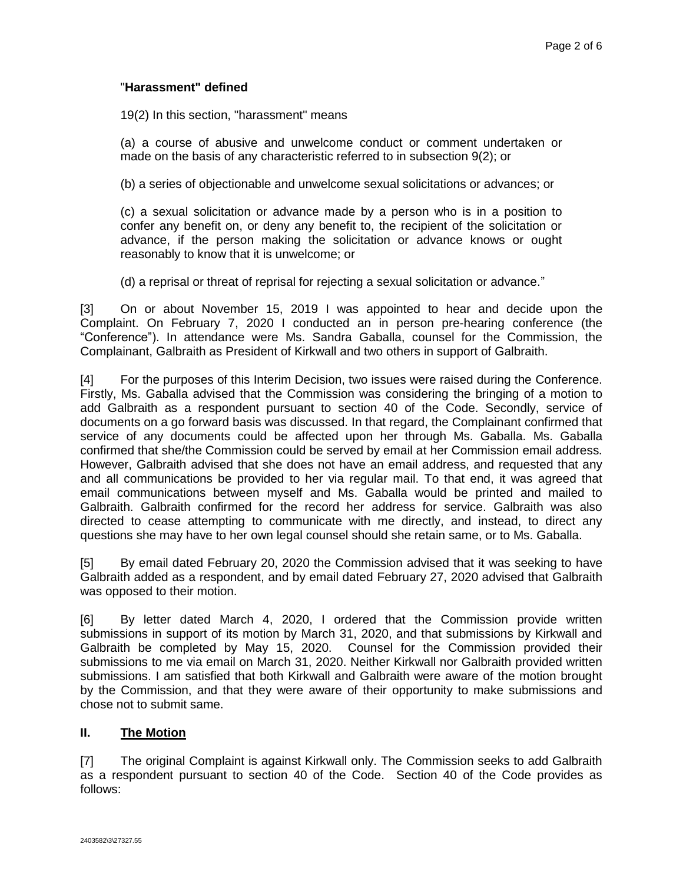"**Harassment" defined**

19(2) In this section, "harassment" means

(a) a course of abusive and unwelcome conduct or comment undertaken or made on the basis of any characteristic referred to in subsection 9(2); or

(b) a series of objectionable and unwelcome sexual solicitations or advances; or

(c) a sexual solicitation or advance made by a person who is in a position to confer any benefit on, or deny any benefit to, the recipient of the solicitation or advance, if the person making the solicitation or advance knows or ought reasonably to know that it is unwelcome; or

(d) a reprisal or threat of reprisal for rejecting a sexual solicitation or advance."

[3] On or about November 15, 2019 I was appointed to hear and decide upon the Complaint. On February 7, 2020 I conducted an in person pre-hearing conference (the "Conference"). In attendance were Ms. Sandra Gaballa, counsel for the Commission, the Complainant, Galbraith as President of Kirkwall and two others in support of Galbraith.

[4] For the purposes of this Interim Decision, two issues were raised during the Conference. Firstly, Ms. Gaballa advised that the Commission was considering the bringing of a motion to add Galbraith as a respondent pursuant to section 40 of the Code. Secondly, service of documents on a go forward basis was discussed. In that regard, the Complainant confirmed that service of any documents could be affected upon her through Ms. Gaballa. Ms. Gaballa confirmed that she/the Commission could be served by email at her Commission email address. However, Galbraith advised that she does not have an email address, and requested that any and all communications be provided to her via regular mail. To that end, it was agreed that email communications between myself and Ms. Gaballa would be printed and mailed to Galbraith. Galbraith confirmed for the record her address for service. Galbraith was also directed to cease attempting to communicate with me directly, and instead, to direct any questions she may have to her own legal counsel should she retain same, or to Ms. Gaballa.

[5] By email dated February 20, 2020 the Commission advised that it was seeking to have Galbraith added as a respondent, and by email dated February 27, 2020 advised that Galbraith was opposed to their motion.

[6] By letter dated March 4, 2020, I ordered that the Commission provide written submissions in support of its motion by March 31, 2020, and that submissions by Kirkwall and Galbraith be completed by May 15, 2020. Counsel for the Commission provided their submissions to me via email on March 31, 2020. Neither Kirkwall nor Galbraith provided written submissions. I am satisfied that both Kirkwall and Galbraith were aware of the motion brought by the Commission, and that they were aware of their opportunity to make submissions and chose not to submit same.

## II. <u>The Motion</u>

[7] The original Complaint is against Kirkwall only. The Commission seeks to add Galbraith as a respondent pursuant to section 40 of the Code. Section 40 of the Code provides as follows:

2403582\3\27327.55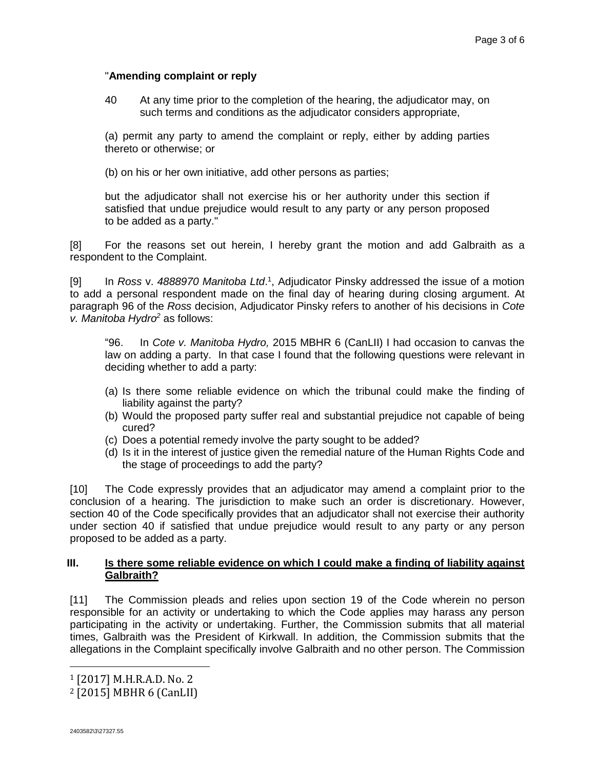"**Amending complaint or reply**

40 At any time prior to the completion of the hearing, the adjudicator may, on such terms and conditions as the adjudicator considers appropriate,

(a) permit any party to amend the complaint or reply, either by adding parties thereto or otherwise; or

(b) on his or her own initiative, add other persons as parties;

but the adjudicator shall not exercise his or her authority under this section if satisfied that undue prejudice would result to any party or any person proposed to be added as a party."

[8] For the reasons set out herein, I hereby grant the motion and add Galbraith as a respondent to the Complaint.

[9] In *Ross* v. *4888970 Manitoba Ltd*.[1], Adjudicator Pinsky addressed the issue of a motion to add a personal respondent made on the final day of hearing during closing argument. At paragraph 96 of the *Ross* decision, Adjudicator Pinsky refers to another of his decisions in *Cote v. Manitoba Hydro*[2] as follows:

"96. In *Cote v. Manitoba Hydro,* 2015 MBHR 6 (CanLII) I had occasion to canvas the law on adding a party. In that case I found that the following questions were relevant in deciding whether to add a party:

(a) Is there some reliable evidence on which the tribunal could make the finding of liability against the party?
(b) Would the proposed party suffer real and substantial prejudice not capable of being cured?
(c) Does a potential remedy involve the party sought to be added?
(d) Is it in the interest of justice given the remedial nature of the Human Rights Code and the stage of proceedings to add the party?

[10] The Code expressly provides that an adjudicator may amend a complaint prior to the conclusion of a hearing. The jurisdiction to make such an order is discretionary. However, section 40 of the Code specifically provides that an adjudicator shall not exercise their authority under section 40 if satisfied that undue prejudice would result to any party or any person proposed to be added as a party.

## III. Is there some reliable evidence on which I could make a finding of liability against Galbraith?

[11] The Commission pleads and relies upon section 19 of the Code wherein no person responsible for an activity or undertaking to which the Code applies may harass any person participating in the activity or undertaking. Further, the Commission submits that all material times, Galbraith was the President of Kirkwall. In addition, the Commission submits that the allegations in the Complaint specifically involve Galbraith and no other person. The Commission

[1] [2017] M.H.R.A.D. No. 2

[2] [2015] MBHR 6 (CanLII)

2403582\3\27327.55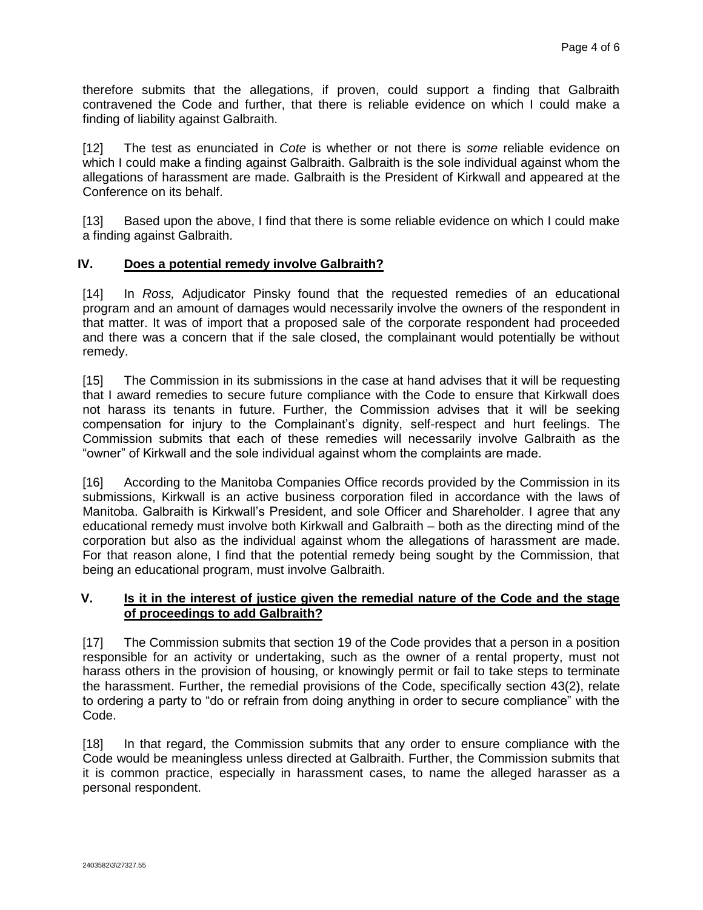therefore submits that the allegations, if proven, could support a finding that Galbraith contravened the Code and further, that there is reliable evidence on which I could make a finding of liability against Galbraith.

[12] The test as enunciated in *Cote* is whether or not there is *some* reliable evidence on which I could make a finding against Galbraith. Galbraith is the sole individual against whom the allegations of harassment are made. Galbraith is the President of Kirkwall and appeared at the Conference on its behalf.

[13] Based upon the above, I find that there is some reliable evidence on which I could make a finding against Galbraith.

## IV. Does a potential remedy involve Galbraith?

[14] In *Ross,* Adjudicator Pinsky found that the requested remedies of an educational program and an amount of damages would necessarily involve the owners of the respondent in that matter. It was of import that a proposed sale of the corporate respondent had proceeded and there was a concern that if the sale closed, the complainant would potentially be without remedy.

[15] The Commission in its submissions in the case at hand advises that it will be requesting that I award remedies to secure future compliance with the Code to ensure that Kirkwall does not harass its tenants in future. Further, the Commission advises that it will be seeking compensation for injury to the Complainant's dignity, self-respect and hurt feelings. The Commission submits that each of these remedies will necessarily involve Galbraith as the "owner" of Kirkwall and the sole individual against whom the complaints are made.

[16] According to the Manitoba Companies Office records provided by the Commission in its submissions, Kirkwall is an active business corporation filed in accordance with the laws of Manitoba. Galbraith is Kirkwall's President, and sole Officer and Shareholder. I agree that any educational remedy must involve both Kirkwall and Galbraith – both as the directing mind of the corporation but also as the individual against whom the allegations of harassment are made. For that reason alone, I find that the potential remedy being sought by the Commission, that being an educational program, must involve Galbraith.

## V. Is it in the interest of justice given the remedial nature of the Code and the stage of proceedings to add Galbraith?

[17] The Commission submits that section 19 of the Code provides that a person in a position responsible for an activity or undertaking, such as the owner of a rental property, must not harass others in the provision of housing, or knowingly permit or fail to take steps to terminate the harassment. Further, the remedial provisions of the Code, specifically section 43(2), relate to ordering a party to "do or refrain from doing anything in order to secure compliance" with the Code.

[18] In that regard, the Commission submits that any order to ensure compliance with the Code would be meaningless unless directed at Galbraith. Further, the Commission submits that it is common practice, especially in harassment cases, to name the alleged harasser as a personal respondent.

2403582\3\27327.55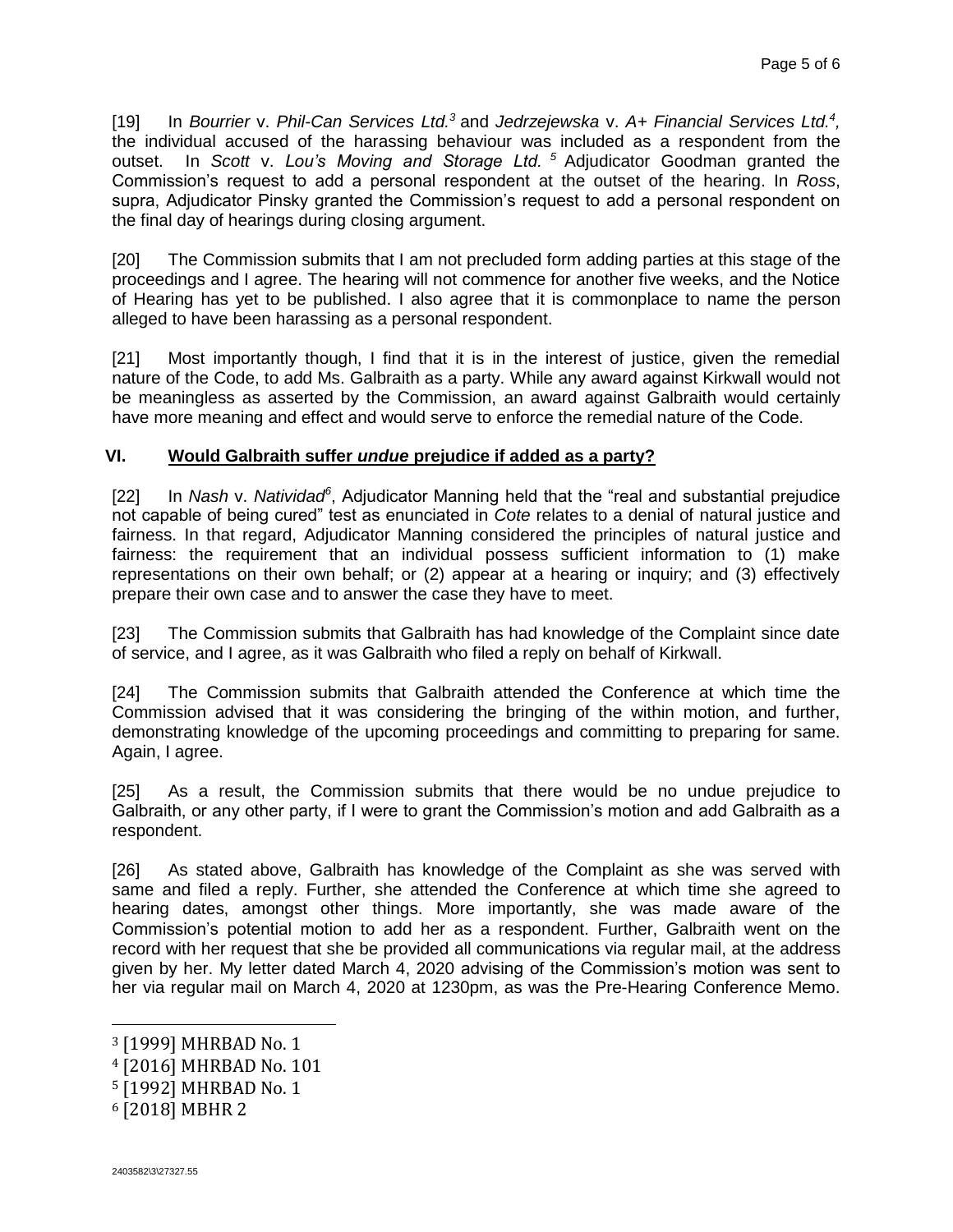[19] In *Bourrier* v. *Phil-Can Services Ltd.*[3] and *Jedrzejewska* v. *A+ Financial Services Ltd.*[4], the individual accused of the harassing behaviour was included as a respondent from the outset. In *Scott* v. *Lou's Moving and Storage Ltd.* [5] Adjudicator Goodman granted the Commission's request to add a personal respondent at the outset of the hearing. In *Ross*, supra, Adjudicator Pinsky granted the Commission's request to add a personal respondent on the final day of hearings during closing argument.

[20] The Commission submits that I am not precluded form adding parties at this stage of the proceedings and I agree. The hearing will not commence for another five weeks, and the Notice of Hearing has yet to be published. I also agree that it is commonplace to name the person alleged to have been harassing as a personal respondent.

[21] Most importantly though, I find that it is in the interest of justice, given the remedial nature of the Code, to add Ms. Galbraith as a party. While any award against Kirkwall would not be meaningless as asserted by the Commission, an award against Galbraith would certainly have more meaning and effect and would serve to enforce the remedial nature of the Code.

## VI. Would Galbraith suffer *undue* prejudice if added as a party?

[22] In *Nash* v. *Natividad*[6], Adjudicator Manning held that the "real and substantial prejudice not capable of being cured" test as enunciated in *Cote* relates to a denial of natural justice and fairness. In that regard, Adjudicator Manning considered the principles of natural justice and fairness: the requirement that an individual possess sufficient information to (1) make representations on their own behalf; or (2) appear at a hearing or inquiry; and (3) effectively prepare their own case and to answer the case they have to meet.

[23] The Commission submits that Galbraith has had knowledge of the Complaint since date of service, and I agree, as it was Galbraith who filed a reply on behalf of Kirkwall.

[24] The Commission submits that Galbraith attended the Conference at which time the Commission advised that it was considering the bringing of the within motion, and further, demonstrating knowledge of the upcoming proceedings and committing to preparing for same. Again, I agree.

[25] As a result, the Commission submits that there would be no undue prejudice to Galbraith, or any other party, if I were to grant the Commission's motion and add Galbraith as a respondent.

[26] As stated above, Galbraith has knowledge of the Complaint as she was served with same and filed a reply. Further, she attended the Conference at which time she agreed to hearing dates, amongst other things. More importantly, she was made aware of the Commission's potential motion to add her as a respondent. Further, Galbraith went on the record with her request that she be provided all communications via regular mail, at the address given by her. My letter dated March 4, 2020 advising of the Commission's motion was sent to her via regular mail on March 4, 2020 at 1230pm, as was the Pre-Hearing Conference Memo.

---

[3] [1999] MHRBAD No. 1

[4] [2016] MHRBAD No. 101

[5] [1992] MHRBAD No. 1

[6] [2018] MBHR 2

2403582\3\27327.55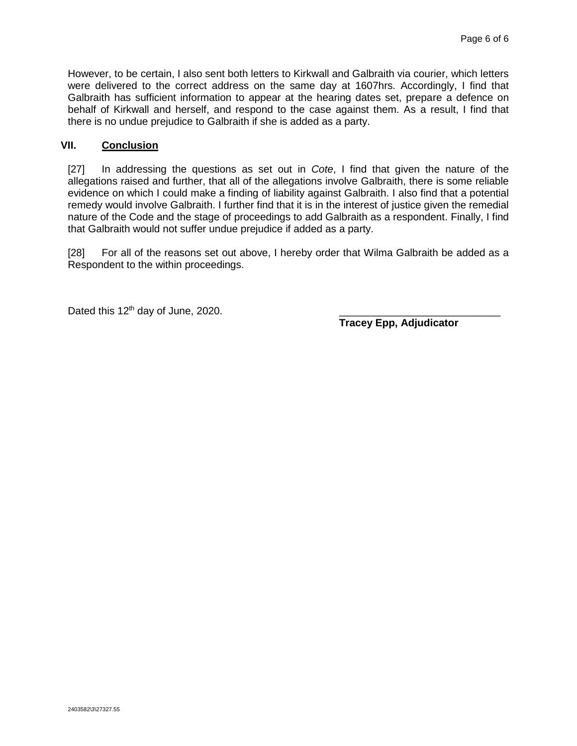However, to be certain, I also sent both letters to Kirkwall and Galbraith via courier, which letters were delivered to the correct address on the same day at 1607hrs. Accordingly, I find that Galbraith has sufficient information to appear at the hearing dates set, prepare a defence on behalf of Kirkwall and herself, and respond to the case against them. As a result, I find that there is no undue prejudice to Galbraith if she is added as a party.

## VII. Conclusion

[27] In addressing the questions as set out in *Cote*, I find that given the nature of the allegations raised and further, that all of the allegations involve Galbraith, there is some reliable evidence on which I could make a finding of liability against Galbraith. I also find that a potential remedy would involve Galbraith. I further find that it is in the interest of justice given the remedial nature of the Code and the stage of proceedings to add Galbraith as a respondent. Finally, I find that Galbraith would not suffer undue prejudice if added as a party.

[28] For all of the reasons set out above, I hereby order that Wilma Galbraith be added as a Respondent to the within proceedings.

Dated this 12th day of June, 2020.

______________________________
**Tracey Epp, Adjudicator**

2403582\3\27327.55